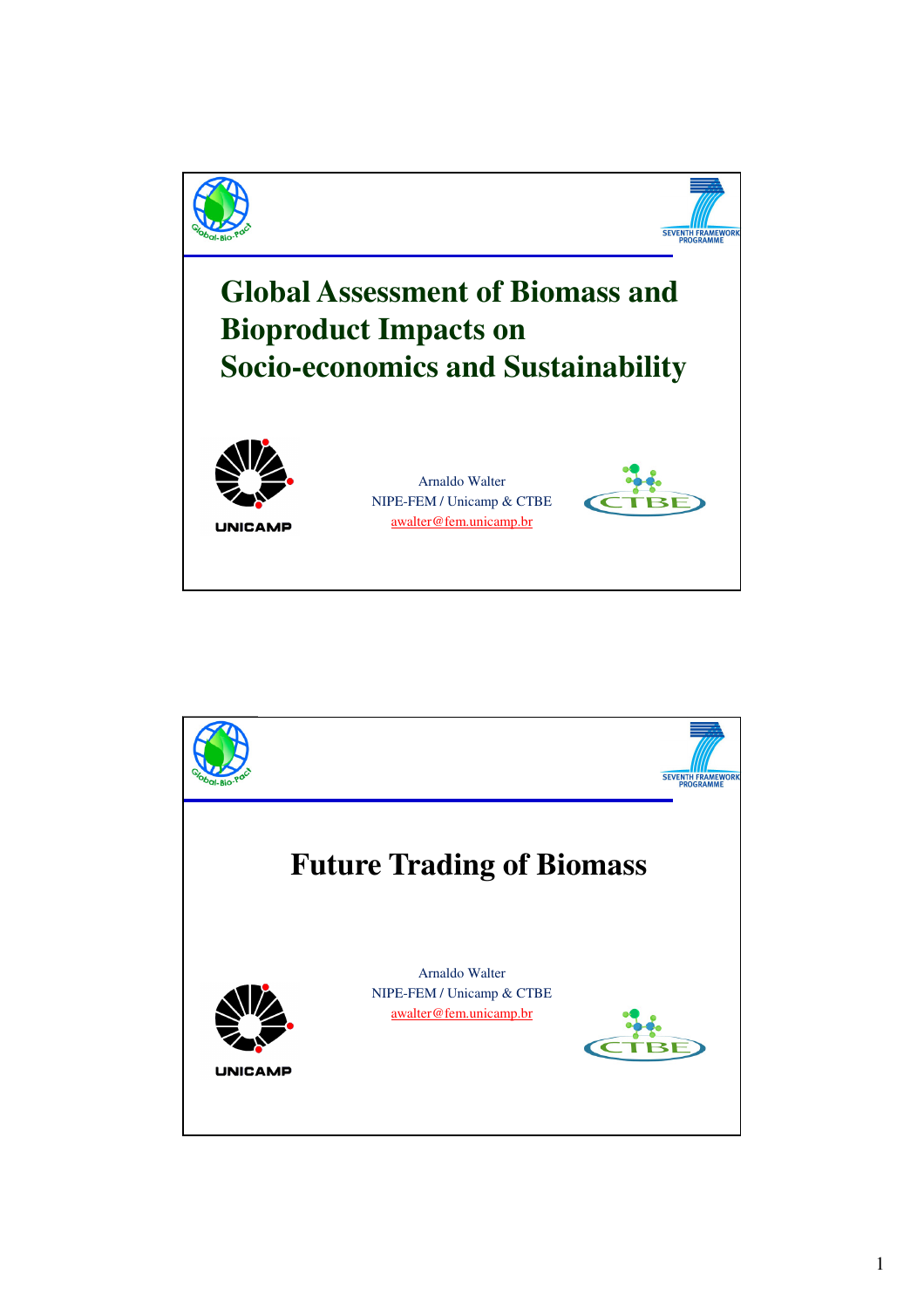# Global Assessment of Biomass and Bioproduct Impacts on Socio-economics and Sustainability

Arnaldo Walter
NIPE-FEM / Unicamp & CTBE
awalter@fem.unicamp.br

UNICAMP

CTBE

SEVENTH FRAMEWORK PROGRAMME

Global-Bio-Pact

---

# Future Trading of Biomass

Arnaldo Walter
NIPE-FEM / Unicamp & CTBE
awalter@fem.unicamp.br

UNICAMP

CTBE

SEVENTH FRAMEWORK PROGRAMME

Global-Bio-Pact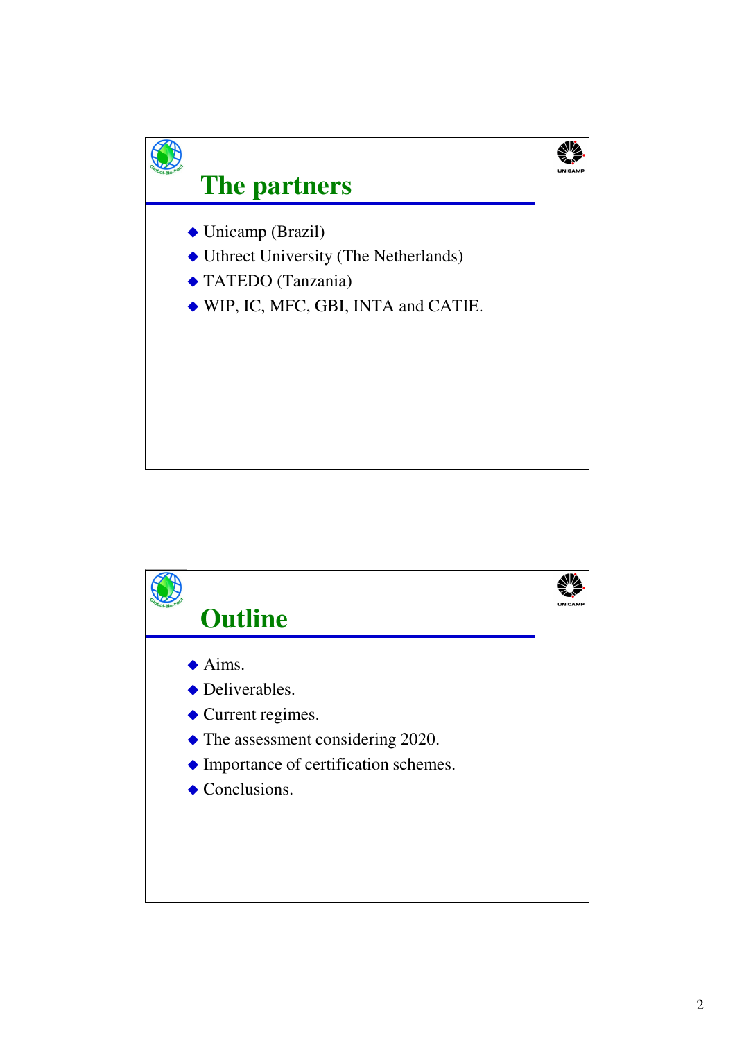## The partners

- Unicamp (Brazil)
- Uthrect University (The Netherlands)
- TATEDO (Tanzania)
- WIP, IC, MFC, GBI, INTA and CATIE.

## Outline

- Aims.
- Deliverables.
- Current regimes.
- The assessment considering 2020.
- Importance of certification schemes.
- Conclusions.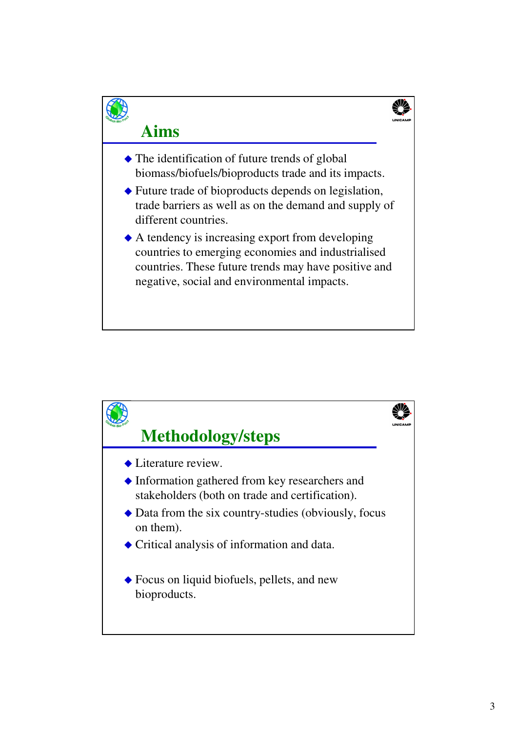## Aims

- The identification of future trends of global biomass/biofuels/bioproducts trade and its impacts.
- Future trade of bioproducts depends on legislation, trade barriers as well as on the demand and supply of different countries.
- A tendency is increasing export from developing countries to emerging economies and industrialised countries. These future trends may have positive and negative, social and environmental impacts.

## Methodology/steps

- Literature review.
- Information gathered from key researchers and stakeholders (both on trade and certification).
- Data from the six country-studies (obviously, focus on them).
- Critical analysis of information and data.
- Focus on liquid biofuels, pellets, and new bioproducts.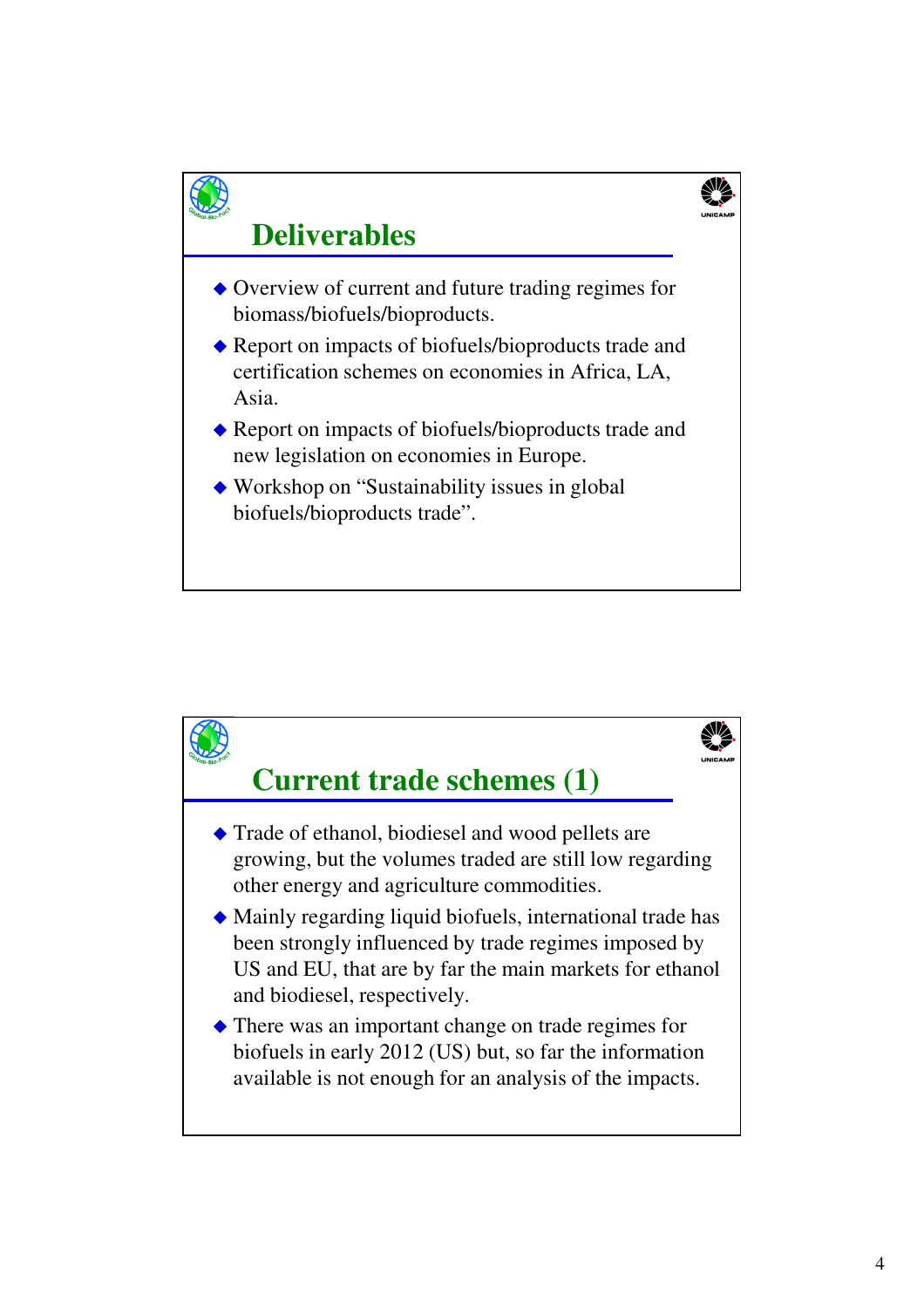## Deliverables

- Overview of current and future trading regimes for biomass/biofuels/bioproducts.
- Report on impacts of biofuels/bioproducts trade and certification schemes on economies in Africa, LA, Asia.
- Report on impacts of biofuels/bioproducts trade and new legislation on economies in Europe.
- Workshop on "Sustainability issues in global biofuels/bioproducts trade".

## Current trade schemes (1)

- Trade of ethanol, biodiesel and wood pellets are growing, but the volumes traded are still low regarding other energy and agriculture commodities.
- Mainly regarding liquid biofuels, international trade has been strongly influenced by trade regimes imposed by US and EU, that are by far the main markets for ethanol and biodiesel, respectively.
- There was an important change on trade regimes for biofuels in early 2012 (US) but, so far the information available is not enough for an analysis of the impacts.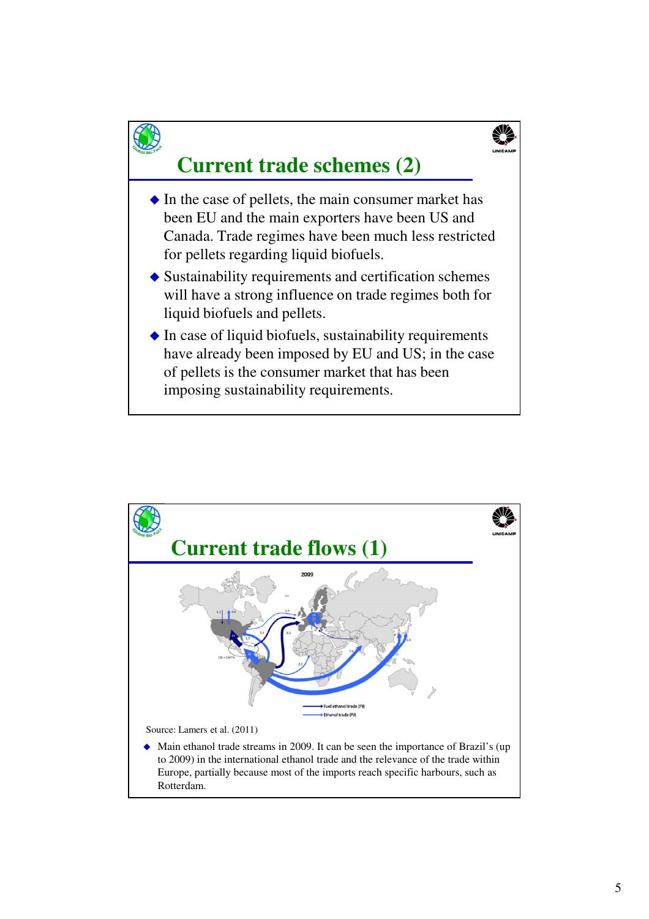## Current trade schemes (2)

- In the case of pellets, the main consumer market has been EU and the main exporters have been US and Canada. Trade regimes have been much less restricted for pellets regarding liquid biofuels.
- Sustainability requirements and certification schemes will have a strong influence on trade regimes both for liquid biofuels and pellets.
- In case of liquid biofuels, sustainability requirements have already been imposed by EU and US; in the case of pellets is the consumer market that has been imposing sustainability requirements.

## Current trade flows (1)

Source: Lamers et al. (2011)

- Main ethanol trade streams in 2009. It can be seen the importance of Brazil's (up to 2009) in the international ethanol trade and the relevance of the trade within Europe, partially because most of the imports reach specific harbours, such as Rotterdam.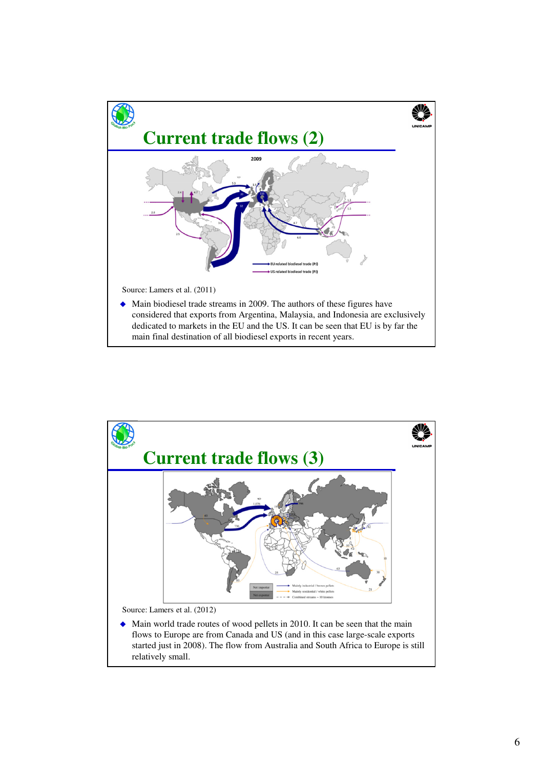## Current trade flows (2)

Source: Lamers et al. (2011)

- Main biodiesel trade streams in 2009. The authors of these figures have considered that exports from Argentina, Malaysia, and Indonesia are exclusively dedicated to markets in the EU and the US. It can be seen that EU is by far the main final destination of all biodiesel exports in recent years.

## Current trade flows (3)

Source: Lamers et al. (2012)

- Main world trade routes of wood pellets in 2010. It can be seen that the main flows to Europe are from Canada and US (and in this case large-scale exports started just in 2008). The flow from Australia and South Africa to Europe is still relatively small.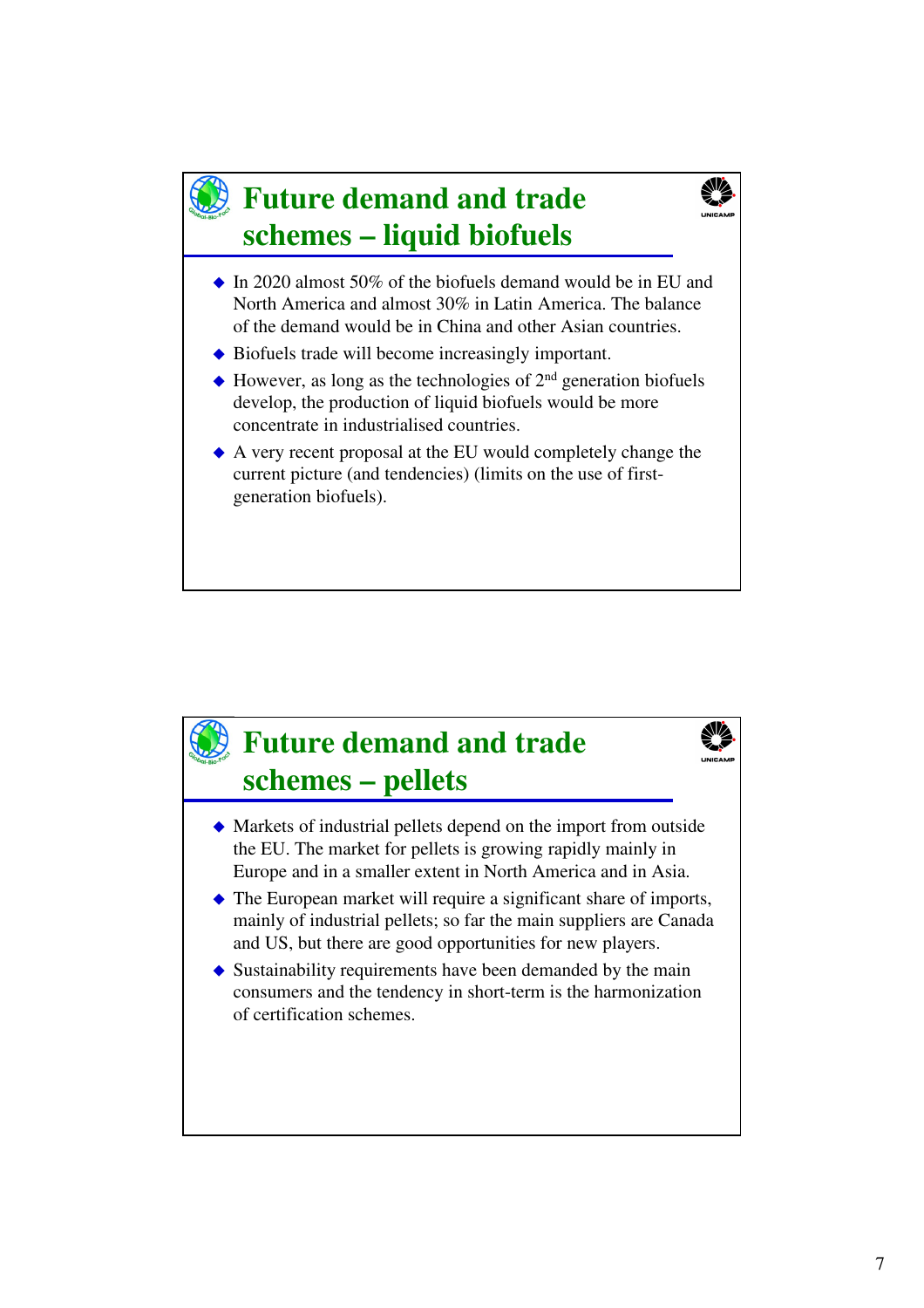## Future demand and trade schemes – liquid biofuels

- In 2020 almost 50% of the biofuels demand would be in EU and North America and almost 30% in Latin America. The balance of the demand would be in China and other Asian countries.
- Biofuels trade will become increasingly important.
- However, as long as the technologies of 2nd generation biofuels develop, the production of liquid biofuels would be more concentrate in industrialised countries.
- A very recent proposal at the EU would completely change the current picture (and tendencies) (limits on the use of first-generation biofuels).

## Future demand and trade schemes – pellets

- Markets of industrial pellets depend on the import from outside the EU. The market for pellets is growing rapidly mainly in Europe and in a smaller extent in North America and in Asia.
- The European market will require a significant share of imports, mainly of industrial pellets; so far the main suppliers are Canada and US, but there are good opportunities for new players.
- Sustainability requirements have been demanded by the main consumers and the tendency in short-term is the harmonization of certification schemes.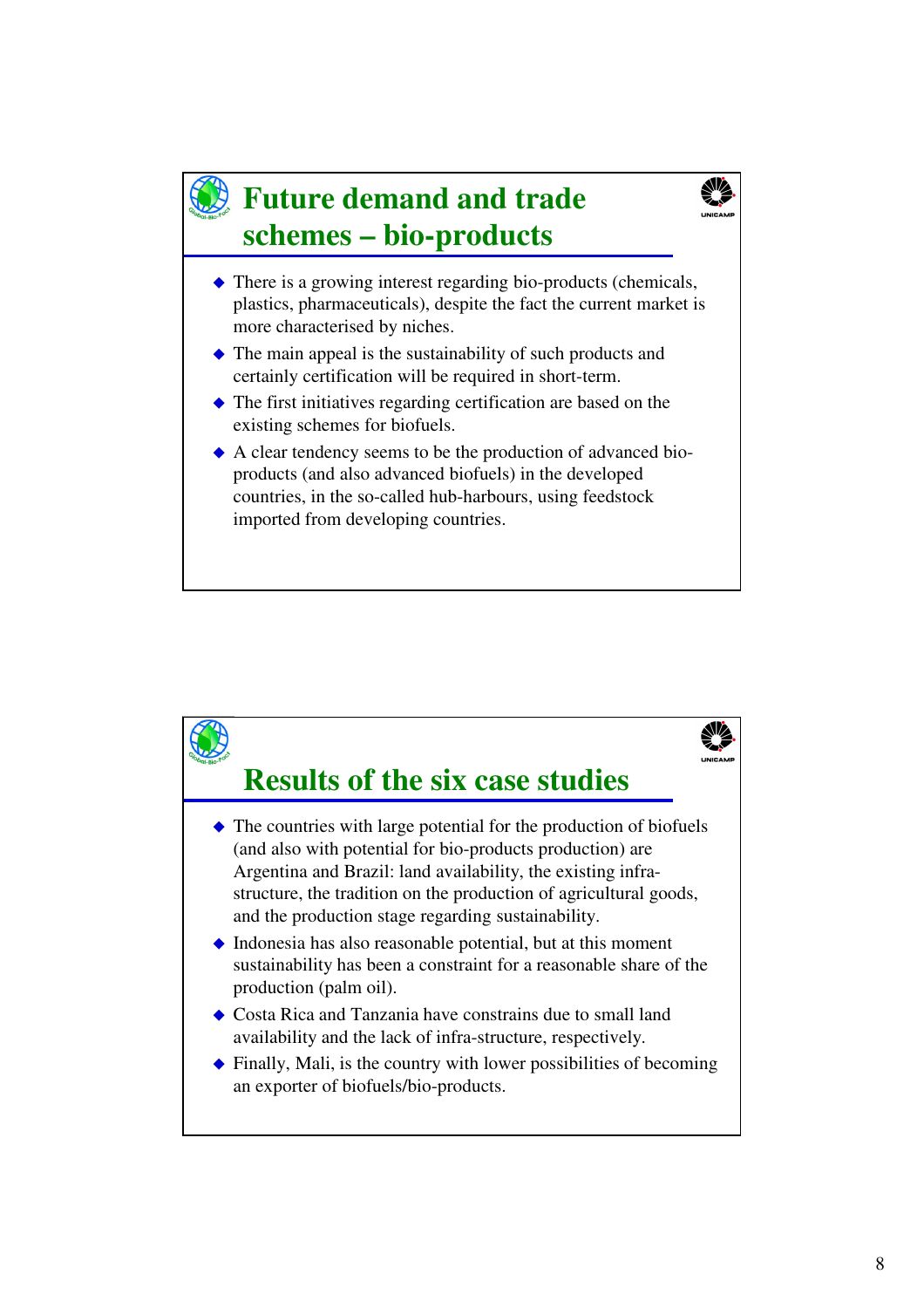## Future demand and trade schemes – bio-products

- There is a growing interest regarding bio-products (chemicals, plastics, pharmaceuticals), despite the fact the current market is more characterised by niches.
- The main appeal is the sustainability of such products and certainly certification will be required in short-term.
- The first initiatives regarding certification are based on the existing schemes for biofuels.
- A clear tendency seems to be the production of advanced bio-products (and also advanced biofuels) in the developed countries, in the so-called hub-harbours, using feedstock imported from developing countries.

## Results of the six case studies

- The countries with large potential for the production of biofuels (and also with potential for bio-products production) are Argentina and Brazil: land availability, the existing infra-structure, the tradition on the production of agricultural goods, and the production stage regarding sustainability.
- Indonesia has also reasonable potential, but at this moment sustainability has been a constraint for a reasonable share of the production (palm oil).
- Costa Rica and Tanzania have constrains due to small land availability and the lack of infra-structure, respectively.
- Finally, Mali, is the country with lower possibilities of becoming an exporter of biofuels/bio-products.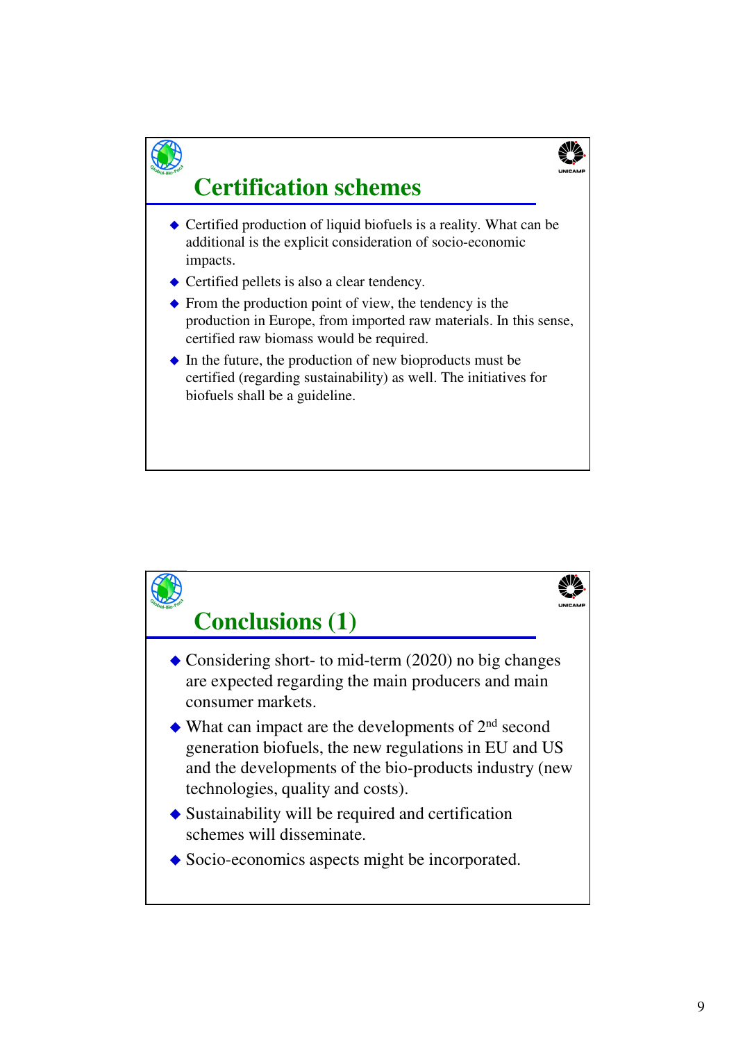## Certification schemes

- Certified production of liquid biofuels is a reality. What can be additional is the explicit consideration of socio-economic impacts.
- Certified pellets is also a clear tendency.
- From the production point of view, the tendency is the production in Europe, from imported raw materials. In this sense, certified raw biomass would be required.
- In the future, the production of new bioproducts must be certified (regarding sustainability) as well. The initiatives for biofuels shall be a guideline.

## Conclusions (1)

- Considering short- to mid-term (2020) no big changes are expected regarding the main producers and main consumer markets.
- What can impact are the developments of 2nd second generation biofuels, the new regulations in EU and US and the developments of the bio-products industry (new technologies, quality and costs).
- Sustainability will be required and certification schemes will disseminate.
- Socio-economics aspects might be incorporated.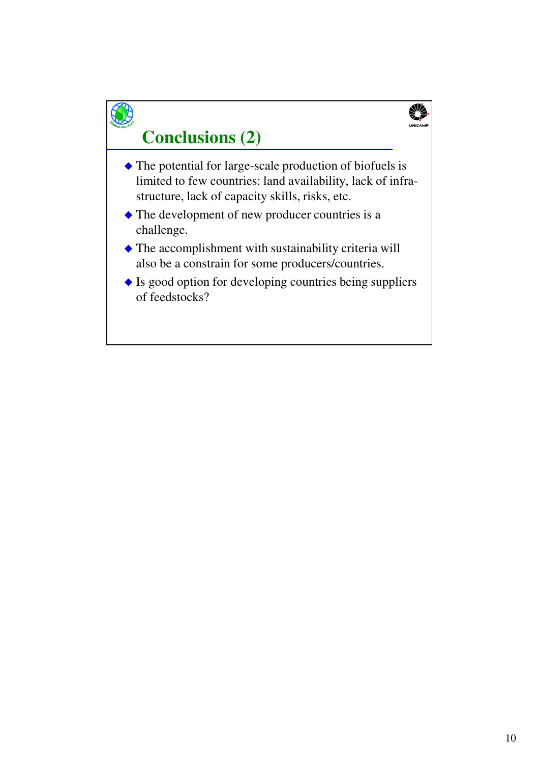## Conclusions (2)

- The potential for large-scale production of biofuels is limited to few countries: land availability, lack of infra-structure, lack of capacity skills, risks, etc.
- The development of new producer countries is a challenge.
- The accomplishment with sustainability criteria will also be a constrain for some producers/countries.
- Is good option for developing countries being suppliers of feedstocks?